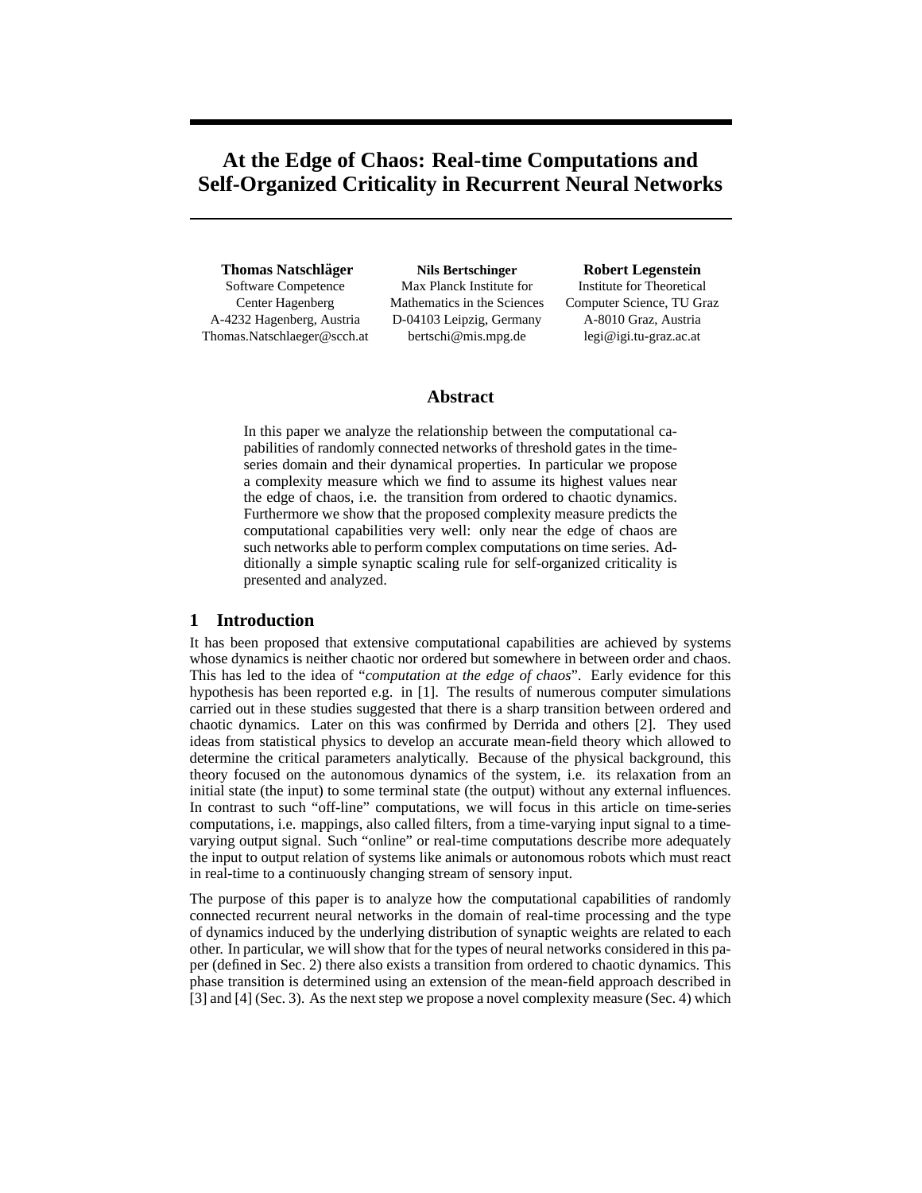# At the Edge of Chaos: Real-time Computations and Self-Organized Criticality in Recurrent Neural Networks

**Thomas Natschläger**
Software Competence Center Hagenberg
A-4232 Hagenberg, Austria
Thomas.Natschlaeger@scch.at

**Nils Bertschinger**
Max Planck Institute for Mathematics in the Sciences
D-04103 Leipzig, Germany
bertschi@mis.mpg.de

**Robert Legenstein**
Institute for Theoretical Computer Science, TU Graz
A-8010 Graz, Austria
legi@igi.tu-graz.ac.at

## Abstract

In this paper we analyze the relationship between the computational capabilities of randomly connected networks of threshold gates in the time-series domain and their dynamical properties. In particular we propose a complexity measure which we find to assume its highest values near the edge of chaos, i.e. the transition from ordered to chaotic dynamics. Furthermore we show that the proposed complexity measure predicts the computational capabilities very well: only near the edge of chaos are such networks able to perform complex computations on time series. Additionally a simple synaptic scaling rule for self-organized criticality is presented and analyzed.

## 1 Introduction

It has been proposed that extensive computational capabilities are achieved by systems whose dynamics is neither chaotic nor ordered but somewhere in between order and chaos. This has led to the idea of "*computation at the edge of chaos*". Early evidence for this hypothesis has been reported e.g. in [1]. The results of numerous computer simulations carried out in these studies suggested that there is a sharp transition between ordered and chaotic dynamics. Later on this was confirmed by Derrida and others [2]. They used ideas from statistical physics to develop an accurate mean-field theory which allowed to determine the critical parameters analytically. Because of the physical background, this theory focused on the autonomous dynamics of the system, i.e. its relaxation from an initial state (the input) to some terminal state (the output) without any external influences. In contrast to such "off-line" computations, we will focus in this article on time-series computations, i.e. mappings, also called filters, from a time-varying input signal to a time-varying output signal. Such "online" or real-time computations describe more adequately the input to output relation of systems like animals or autonomous robots which must react in real-time to a continuously changing stream of sensory input.

The purpose of this paper is to analyze how the computational capabilities of randomly connected recurrent neural networks in the domain of real-time processing and the type of dynamics induced by the underlying distribution of synaptic weights are related to each other. In particular, we will show that for the types of neural networks considered in this paper (defined in Sec. 2) there also exists a transition from ordered to chaotic dynamics. This phase transition is determined using an extension of the mean-field approach described in [3] and [4] (Sec. 3). As the next step we propose a novel complexity measure (Sec. 4) which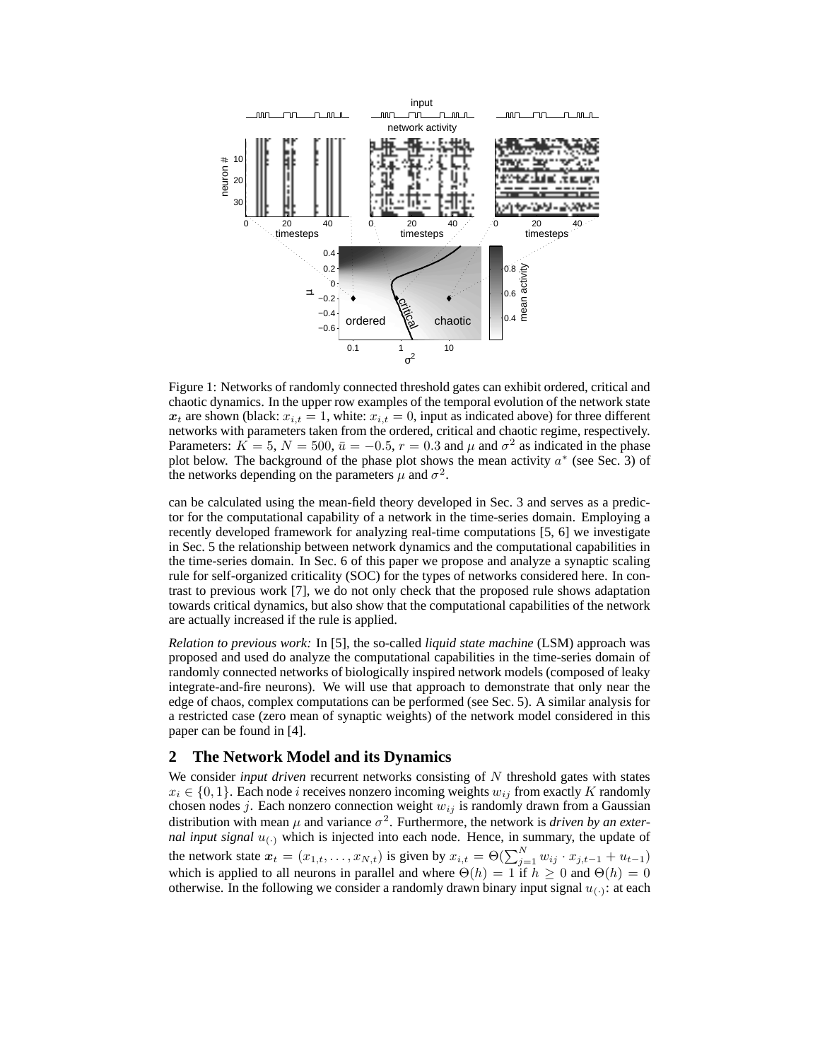Figure 1: Networks of randomly connected threshold gates can exhibit ordered, critical and chaotic dynamics. In the upper row examples of the temporal evolution of the network state $\boldsymbol{x}_t$ are shown (black: $x_{i,t} = 1$, white: $x_{i,t} = 0$, input as indicated above) for three different networks with parameters taken from the ordered, critical and chaotic regime, respectively. Parameters: $K = 5$, $N = 500$, $\bar{u} = -0.5$, $r = 0.3$ and $\mu$ and $\sigma^2$ as indicated in the phase plot below. The background of the phase plot shows the mean activity $a^*$ (see Sec. 3) of the networks depending on the parameters $\mu$ and $\sigma^2$.

can be calculated using the mean-field theory developed in Sec. 3 and serves as a predictor for the computational capability of a network in the time-series domain. Employing a recently developed framework for analyzing real-time computations [5, 6] we investigate in Sec. 5 the relationship between network dynamics and the computational capabilities in the time-series domain. In Sec. 6 of this paper we propose and analyze a synaptic scaling rule for self-organized criticality (SOC) for the types of networks considered here. In contrast to previous work [7], we do not only check that the proposed rule shows adaptation towards critical dynamics, but also show that the computational capabilities of the network are actually increased if the rule is applied.

*Relation to previous work:* In [5], the so-called *liquid state machine* (LSM) approach was proposed and used do analyze the computational capabilities in the time-series domain of randomly connected networks of biologically inspired network models (composed of leaky integrate-and-fire neurons). We will use that approach to demonstrate that only near the edge of chaos, complex computations can be performed (see Sec. 5). A similar analysis for a restricted case (zero mean of synaptic weights) of the network model considered in this paper can be found in [4].

## 2 The Network Model and its Dynamics

We consider *input driven* recurrent networks consisting of $N$ threshold gates with states $x_i \in \{0, 1\}$. Each node $i$ receives nonzero incoming weights $w_{ij}$ from exactly $K$ randomly chosen nodes $j$. Each nonzero connection weight $w_{ij}$ is randomly drawn from a Gaussian distribution with mean $\mu$ and variance $\sigma^2$. Furthermore, the network is *driven by an external input signal* $u_{(\cdot)}$ which is injected into each node. Hence, in summary, the update of the network state $\boldsymbol{x}_t = (x_{1,t}, \ldots, x_{N,t})$ is given by $x_{i,t} = \Theta(\sum_{j=1}^{N} w_{ij} \cdot x_{j,t-1} + u_{t-1})$ which is applied to all neurons in parallel and where $\Theta(h) = 1$ if $h \geq 0$ and $\Theta(h) = 0$ otherwise. In the following we consider a randomly drawn binary input signal $u_{(\cdot)}$: at each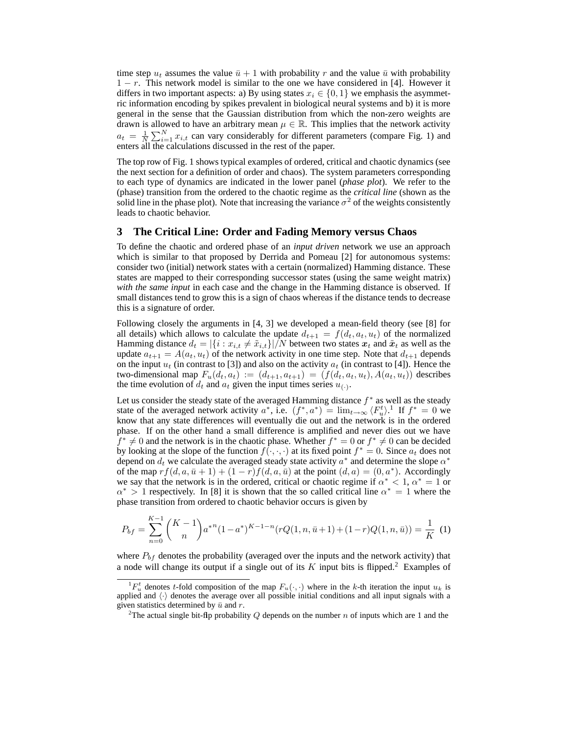time step $u_t$ assumes the value $\bar{u}+1$ with probability $r$ and the value $\bar{u}$ with probability $1-r$. This network model is similar to the one we have considered in [4]. However it differs in two important aspects: a) By using states $x_i \in \{0,1\}$ we emphasis the asymmetric information encoding by spikes prevalent in biological neural systems and b) it is more general in the sense that the Gaussian distribution from which the non-zero weights are drawn is allowed to have an arbitrary mean $\mu \in \mathbb{R}$. This implies that the network activity $a_t = \frac{1}{N}\sum_{i=1}^{N} x_{i,t}$ can vary considerably for different parameters (compare Fig. 1) and enters all the calculations discussed in the rest of the paper.

The top row of Fig. 1 shows typical examples of ordered, critical and chaotic dynamics (see the next section for a definition of order and chaos). The system parameters corresponding to each type of dynamics are indicated in the lower panel (*phase plot*). We refer to the (phase) transition from the ordered to the chaotic regime as the *critical line* (shown as the solid line in the phase plot). Note that increasing the variance $\sigma^2$ of the weights consistently leads to chaotic behavior.

## 3 The Critical Line: Order and Fading Memory versus Chaos

To define the chaotic and ordered phase of an *input driven* network we use an approach which is similar to that proposed by Derrida and Pomeau [2] for autonomous systems: consider two (initial) network states with a certain (normalized) Hamming distance. These states are mapped to their corresponding successor states (using the same weight matrix) *with the same input* in each case and the change in the Hamming distance is observed. If small distances tend to grow this is a sign of chaos whereas if the distance tends to decrease this is a signature of order.

Following closely the arguments in [4, 3] we developed a mean-field theory (see [8] for all details) which allows to calculate the update $d_{t+1} = f(d_t, a_t, u_t)$ of the normalized Hamming distance $d_t = |\{i : x_{i,t} \neq \tilde{x}_{i,t}\}|/N$ between two states $\boldsymbol{x}_t$ and $\tilde{\boldsymbol{x}}_t$ as well as the update $a_{t+1} = A(a_t, u_t)$ of the network activity in one time step. Note that $d_{t+1}$ depends on the input $u_t$ (in contrast to [3]) and also on the activity $a_t$ (in contrast to [4]). Hence the two-dimensional map $F_u(d_t, a_t) := (d_{t+1}, a_{t+1}) = (f(d_t, a_t, u_t), A(a_t, u_t))$ describes the time evolution of $d_t$ and $a_t$ given the input times series $u_{(\cdot)}$.

Let us consider the steady state of the averaged Hamming distance $f^*$ as well as the steady state of the averaged network activity $a^*$, i.e. $(f^*, a^*) = \lim_{t\to\infty}\langle F_u^t\rangle$.[1] If $f^* = 0$ we know that any state differences will eventually die out and the network is in the ordered phase. If on the other hand a small difference is amplified and never dies out we have $f^* \neq 0$ and the network is in the chaotic phase. Whether $f^* = 0$ or $f^* \neq 0$ can be decided by looking at the slope of the function $f(\cdot,\cdot,\cdot)$ at its fixed point $f^* = 0$. Since $a_t$ does not depend on $d_t$ we calculate the averaged steady state activity $a^*$ and determine the slope $\alpha^*$ of the map $rf(d, a, \bar{u}+1) + (1-r)f(d, a, \bar{u})$ at the point $(d, a) = (0, a^*)$. Accordingly we say that the network is in the ordered, critical or chaotic regime if $\alpha^* < 1$, $\alpha^* = 1$ or $\alpha^* > 1$ respectively. In [8] it is shown that the so called critical line $\alpha^* = 1$ where the phase transition from ordered to chaotic behavior occurs is given by

$$P_{bf} = \sum_{n=0}^{K-1}\binom{K-1}{n} a^{*n}(1-a^*)^{K-1-n}(rQ(1,n,\bar{u}+1) + (1-r)Q(1,n,\bar{u})) = \frac{1}{K} \quad (1)$$

where $P_{bf}$ denotes the probability (averaged over the inputs and the network activity) that a node will change its output if a single out of its $K$ input bits is flipped.[2] Examples of

---

[1] $F_u^t$ denotes $t$-fold composition of the map $F_u(\cdot,\cdot)$ where in the $k$-th iteration the input $u_k$ is applied and $\langle\cdot\rangle$ denotes the average over all possible initial conditions and all input signals with a given statistics determined by $\bar{u}$ and $r$.

[2] The actual single bit-flip probability $Q$ depends on the number $n$ of inputs which are 1 and the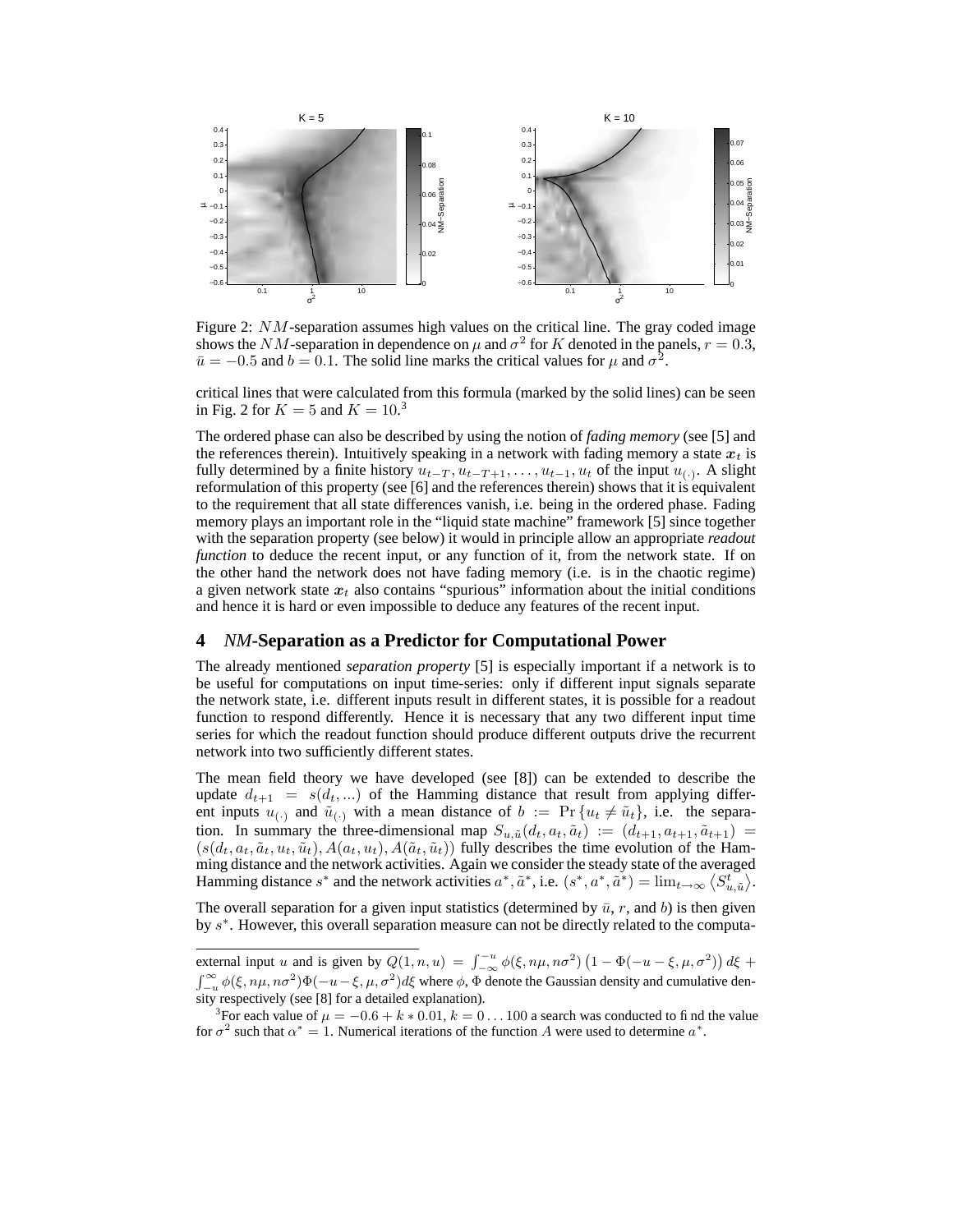Figure 2: $NM$-separation assumes high values on the critical line. The gray coded image shows the $NM$-separation in dependence on $\mu$ and $\sigma^2$ for $K$ denoted in the panels, $r = 0.3$, $\bar{u} = -0.5$ and $b = 0.1$. The solid line marks the critical values for $\mu$ and $\sigma^2$.

critical lines that were calculated from this formula (marked by the solid lines) can be seen in Fig. 2 for $K = 5$ and $K = 10$.[3]

The ordered phase can also be described by using the notion of *fading memory* (see [5] and the references therein). Intuitively speaking in a network with fading memory a state $\boldsymbol{x}_t$ is fully determined by a finite history $u_{t-T}, u_{t-T+1}, \ldots, u_{t-1}, u_t$ of the input $u_{(\cdot)}$. A slight reformulation of this property (see [6] and the references therein) shows that it is equivalent to the requirement that all state differences vanish, i.e. being in the ordered phase. Fading memory plays an important role in the "liquid state machine" framework [5] since together with the separation property (see below) it would in principle allow an appropriate *readout function* to deduce the recent input, or any function of it, from the network state. If on the other hand the network does not have fading memory (i.e. is in the chaotic regime) a given network state $\boldsymbol{x}_t$ also contains "spurious" information about the initial conditions and hence it is hard or even impossible to deduce any features of the recent input.

## 4 *NM*-Separation as a Predictor for Computational Power

The already mentioned *separation property* [5] is especially important if a network is to be useful for computations on input time-series: only if different input signals separate the network state, i.e. different inputs result in different states, it is possible for a readout function to respond differently. Hence it is necessary that any two different input time series for which the readout function should produce different outputs drive the recurrent network into two sufficiently different states.

The mean field theory we have developed (see [8]) can be extended to describe the update $d_{t+1} = s(d_t, \ldots)$ of the Hamming distance that result from applying different inputs $u_{(\cdot)}$ and $\tilde{u}_{(\cdot)}$ with a mean distance of $b := \Pr\{u_t \neq \tilde{u}_t\}$, i.e. the separation. In summary the three-dimensional map $S_{u,\tilde{u}}(d_t, a_t, \tilde{a}_t) := (d_{t+1}, a_{t+1}, \tilde{a}_{t+1}) = (s(d_t, a_t, \tilde{a}_t, u_t, \tilde{u}_t), A(a_t, u_t), A(\tilde{a}_t, \tilde{u}_t))$ fully describes the time evolution of the Hamming distance and the network activities. Again we consider the steady state of the averaged Hamming distance $s^*$ and the network activities $a^*, \tilde{a}^*$, i.e. $(s^*, a^*, \tilde{a}^*) = \lim_{t\to\infty} \langle S^t_{u,\tilde{u}} \rangle$.

The overall separation for a given input statistics (determined by $\bar{u}$, $r$, and $b$) is then given by $s^*$. However, this overall separation measure can not be directly related to the computa-

---

external input $u$ and is given by $Q(1, n, u) = \int_{-\infty}^{-u} \phi(\xi, n\mu, n\sigma^2)\left(1 - \Phi(-u - \xi, \mu, \sigma^2)\right) d\xi + \int_{-u}^{\infty} \phi(\xi, n\mu, n\sigma^2)\Phi(-u - \xi, \mu, \sigma^2) d\xi$ where $\phi$, $\Phi$ denote the Gaussian density and cumulative density respectively (see [8] for a detailed explanation).

[3] For each value of $\mu = -0.6 + k * 0.01$, $k = 0 \ldots 100$ a search was conducted to find the value for $\sigma^2$ such that $\alpha^* = 1$. Numerical iterations of the function $A$ were used to determine $a^*$.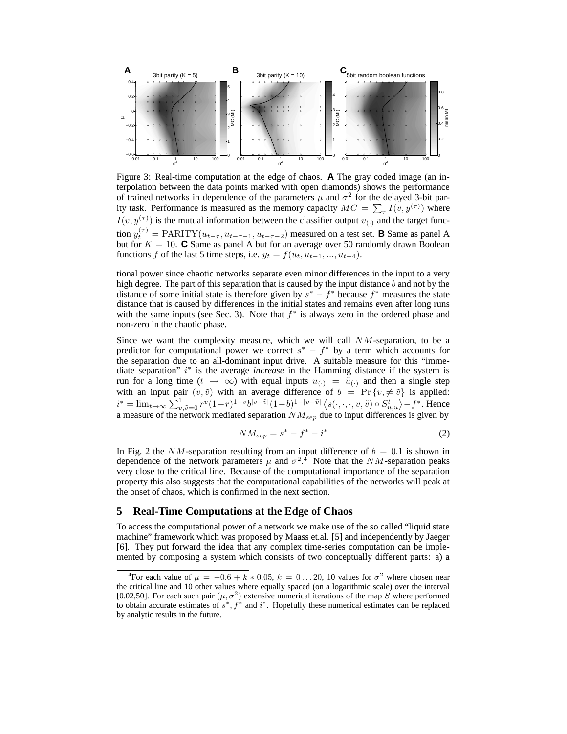Figure 3: Real-time computation at the edge of chaos. **A** The gray coded image (an interpolation between the data points marked with open diamonds) shows the performance of trained networks in dependence of the parameters $\mu$ and $\sigma^2$ for the delayed 3-bit parity task. Performance is measured as the memory capacity $MC = \sum_\tau I(v, y^{(\tau)})$ where $I(v, y^{(\tau)})$ is the mutual information between the classifier output $v_{(\cdot)}$ and the target function $y_t^{(\tau)} = \mathrm{PARITY}(u_{t-\tau}, u_{t-\tau-1}, u_{t-\tau-2})$ measured on a test set. **B** Same as panel A but for $K = 10$. **C** Same as panel A but for an average over 50 randomly drawn Boolean functions $f$ of the last 5 time steps, i.e. $y_t = f(u_t, u_{t-1}, ..., u_{t-4})$.

tional power since chaotic networks separate even minor differences in the input to a very high degree. The part of this separation that is caused by the input distance $b$ and not by the distance of some initial state is therefore given by $s^* - f^*$ because $f^*$ measures the state distance that is caused by differences in the initial states and remains even after long runs with the same inputs (see Sec. 3). Note that $f^*$ is always zero in the ordered phase and non-zero in the chaotic phase.

Since we want the complexity measure, which we will call $NM$-separation, to be a predictor for computational power we correct $s^* - f^*$ by a term which accounts for the separation due to an all-dominant input drive. A suitable measure for this "immediate separation" $i^*$ is the average *increase* in the Hamming distance if the system is run for a long time ($t \to \infty$) with equal inputs $u_{(\cdot)} = \tilde{u}_{(\cdot)}$ and then a single step with an input pair $(v, \tilde{v})$ with an average difference of $b = \Pr\{v, \neq \tilde{v}\}$ is applied: $i^* = \lim_{t\to\infty} \sum_{v,\tilde{v}=0}^{1} r^v (1-r)^{1-v} b^{|v-\tilde{v}|} (1-b)^{1-|v-\tilde{v}|} \left\langle s(\cdot,\cdot,\cdot,v,\tilde{v}) \circ S_{u,u}^t \right\rangle - f^*$. Hence a measure of the network mediated separation $NM_{sep}$ due to input differences is given by

$$NM_{sep} = s^* - f^* - i^* \tag{2}$$

In Fig. 2 the $NM$-separation resulting from an input difference of $b = 0.1$ is shown in dependence of the network parameters $\mu$ and $\sigma^2$.[4] Note that the $NM$-separation peaks very close to the critical line. Because of the computational importance of the separation property this also suggests that the computational capabilities of the networks will peak at the onset of chaos, which is confirmed in the next section.

## 5 Real-Time Computations at the Edge of Chaos

To access the computational power of a network we make use of the so called "liquid state machine" framework which was proposed by Maass et.al. [5] and independently by Jaeger [6]. They put forward the idea that any complex time-series computation can be implemented by composing a system which consists of two conceptually different parts: a) a

[4] For each value of $\mu = -0.6 + k * 0.05$, $k = 0 \ldots 20$, 10 values for $\sigma^2$ where chosen near the critical line and 10 other values where equally spaced (on a logarithmic scale) over the interval [0.02,50]. For each such pair $(\mu, \sigma^2)$ extensive numerical iterations of the map $S$ where performed to obtain accurate estimates of $s^*$, $f^*$ and $i^*$. Hopefully these numerical estimates can be replaced by analytic results in the future.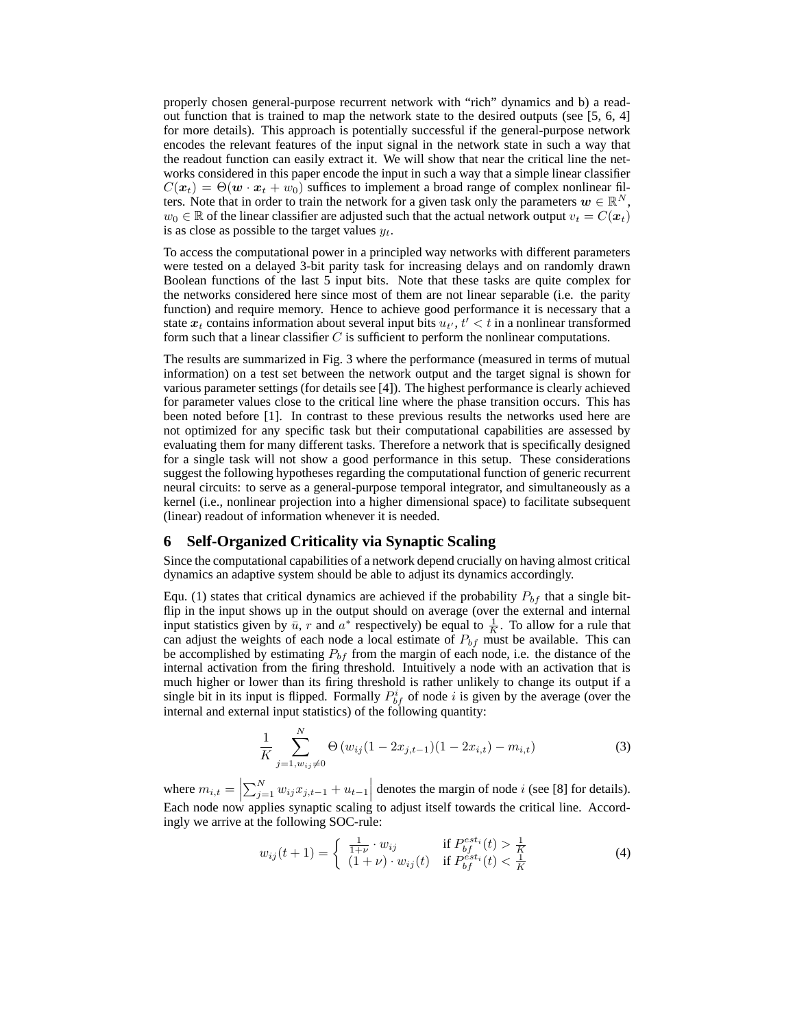properly chosen general-purpose recurrent network with "rich" dynamics and b) a readout function that is trained to map the network state to the desired outputs (see [5, 6, 4] for more details). This approach is potentially successful if the general-purpose network encodes the relevant features of the input signal in the network state in such a way that the readout function can easily extract it. We will show that near the critical line the networks considered in this paper encode the input in such a way that a simple linear classifier $C(\boldsymbol{x}_t) = \Theta(\boldsymbol{w} \cdot \boldsymbol{x}_t + w_0)$ suffices to implement a broad range of complex nonlinear filters. Note that in order to train the network for a given task only the parameters $\boldsymbol{w} \in \mathbb{R}^N$, $w_0 \in \mathbb{R}$ of the linear classifier are adjusted such that the actual network output $v_t = C(\boldsymbol{x}_t)$ is as close as possible to the target values $y_t$.

To access the computational power in a principled way networks with different parameters were tested on a delayed 3-bit parity task for increasing delays and on randomly drawn Boolean functions of the last 5 input bits. Note that these tasks are quite complex for the networks considered here since most of them are not linear separable (i.e. the parity function) and require memory. Hence to achieve good performance it is necessary that a state $\boldsymbol{x}_t$ contains information about several input bits $u_{t'}$, $t' < t$ in a nonlinear transformed form such that a linear classifier $C$ is sufficient to perform the nonlinear computations.

The results are summarized in Fig. 3 where the performance (measured in terms of mutual information) on a test set between the network output and the target signal is shown for various parameter settings (for details see [4]). The highest performance is clearly achieved for parameter values close to the critical line where the phase transition occurs. This has been noted before [1]. In contrast to these previous results the networks used here are not optimized for any specific task but their computational capabilities are assessed by evaluating them for many different tasks. Therefore a network that is specifically designed for a single task will not show a good performance in this setup. These considerations suggest the following hypotheses regarding the computational function of generic recurrent neural circuits: to serve as a general-purpose temporal integrator, and simultaneously as a kernel (i.e., nonlinear projection into a higher dimensional space) to facilitate subsequent (linear) readout of information whenever it is needed.

## 6 Self-Organized Criticality via Synaptic Scaling

Since the computational capabilities of a network depend crucially on having almost critical dynamics an adaptive system should be able to adjust its dynamics accordingly.

Equ. (1) states that critical dynamics are achieved if the probability $P_{bf}$ that a single bit-flip in the input shows up in the output should on average (over the external and internal input statistics given by $\bar{u}$, $r$ and $a^*$ respectively) be equal to $\frac{1}{K}$. To allow for a rule that can adjust the weights of each node a local estimate of $P_{bf}$ must be available. This can be accomplished by estimating $P_{bf}$ from the margin of each node, i.e. the distance of the internal activation from the firing threshold. Intuitively a node with an activation that is much higher or lower than its firing threshold is rather unlikely to change its output if a single bit in its input is flipped. Formally $P_{bf}^i$ of node $i$ is given by the average (over the internal and external input statistics) of the following quantity:

$$\frac{1}{K} \sum_{j=1, w_{ij} \neq 0}^{N} \Theta\left(w_{ij}(1 - 2x_{j,t-1})(1 - 2x_{i,t}) - m_{i,t}\right) \tag{3}$$

where $m_{i,t} = \left|\sum_{j=1}^{N} w_{ij} x_{j,t-1} + u_{t-1}\right|$ denotes the margin of node $i$ (see [8] for details). Each node now applies synaptic scaling to adjust itself towards the critical line. Accordingly we arrive at the following SOC-rule:

$$w_{ij}(t+1) = \begin{cases} \frac{1}{1+\nu} \cdot w_{ij} & \text{if } P_{bf}^{est_i}(t) > \frac{1}{K} \\ (1+\nu) \cdot w_{ij}(t) & \text{if } P_{bf}^{est_i}(t) < \frac{1}{K} \end{cases} \tag{4}$$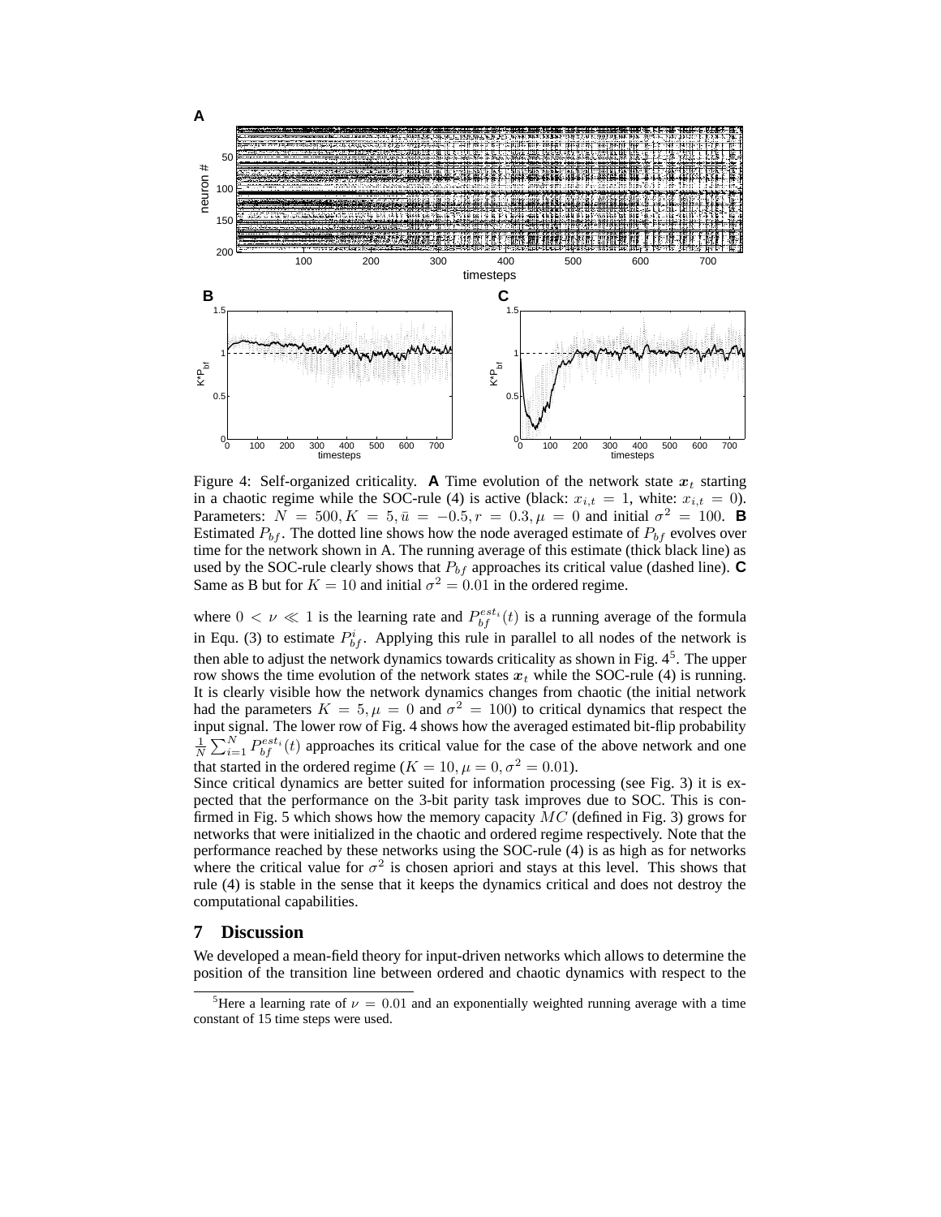Figure 4: Self-organized criticality. **A** Time evolution of the network state $\boldsymbol{x}_t$ starting in a chaotic regime while the SOC-rule (4) is active (black: $x_{i,t} = 1$, white: $x_{i,t} = 0$). Parameters: $N = 500, K = 5, \bar{u} = -0.5, r = 0.3, \mu = 0$ and initial $\sigma^2 = 100$. **B** Estimated $P_{bf}$. The dotted line shows how the node averaged estimate of $P_{bf}$ evolves over time for the network shown in A. The running average of this estimate (thick black line) as used by the SOC-rule clearly shows that $P_{bf}$ approaches its critical value (dashed line). **C** Same as B but for $K = 10$ and initial $\sigma^2 = 0.01$ in the ordered regime.

where $0 < \nu \ll 1$ is the learning rate and $P_{bf}^{est_i}(t)$ is a running average of the formula in Equ. (3) to estimate $P_{bf}^i$. Applying this rule in parallel to all nodes of the network is then able to adjust the network dynamics towards criticality as shown in Fig. 4[5]. The upper row shows the time evolution of the network states $\boldsymbol{x}_t$ while the SOC-rule (4) is running. It is clearly visible how the network dynamics changes from chaotic (the initial network had the parameters $K = 5, \mu = 0$ and $\sigma^2 = 100$) to critical dynamics that respect the input signal. The lower row of Fig. 4 shows how the averaged estimated bit-flip probability $\frac{1}{N}\sum_{i=1}^{N} P_{bf}^{est_i}(t)$ approaches its critical value for the case of the above network and one that started in the ordered regime ($K = 10, \mu = 0, \sigma^2 = 0.01$).

Since critical dynamics are better suited for information processing (see Fig. 3) it is expected that the performance on the 3-bit parity task improves due to SOC. This is confirmed in Fig. 5 which shows how the memory capacity $MC$ (defined in Fig. 3) grows for networks that were initialized in the chaotic and ordered regime respectively. Note that the performance reached by these networks using the SOC-rule (4) is as high as for networks where the critical value for $\sigma^2$ is chosen apriori and stays at this level. This shows that rule (4) is stable in the sense that it keeps the dynamics critical and does not destroy the computational capabilities.

## 7 Discussion

We developed a mean-field theory for input-driven networks which allows to determine the position of the transition line between ordered and chaotic dynamics with respect to the

[5] Here a learning rate of $\nu = 0.01$ and an exponentially weighted running average with a time constant of 15 time steps were used.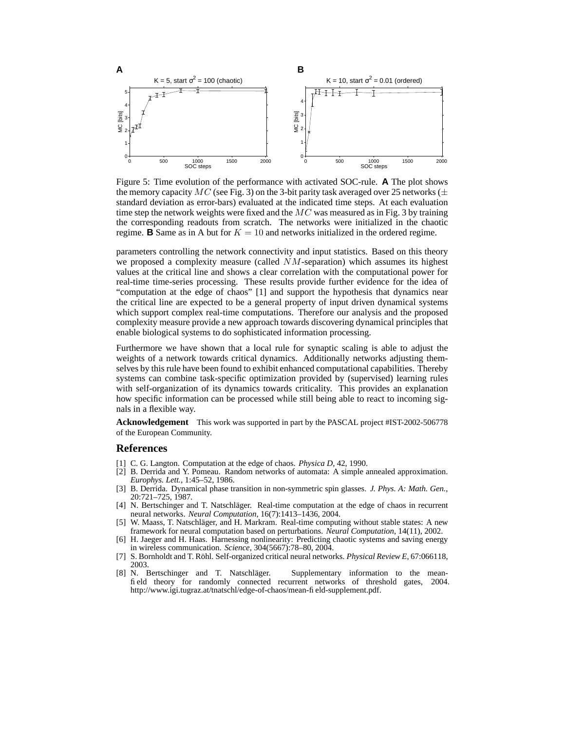A

K = 5, start $\sigma^2$ = 100 (chaotic)

MC [bits]

SOC steps

0 500 1000 1500 2000

0 1 2 3 4 5

B

K = 10, start $\sigma^2$ = 0.01 (ordered)

MC [bits]

SOC steps

0 500 1000 1500 2000

0 1 2 3 4

Figure 5: Time evolution of the performance with activated SOC-rule. **A** The plot shows the memory capacity $MC$ (see Fig. 3) on the 3-bit parity task averaged over 25 networks ($\pm$ standard deviation as error-bars) evaluated at the indicated time steps. At each evaluation time step the network weights were fixed and the $MC$ was measured as in Fig. 3 by training the corresponding readouts from scratch. The networks were initialized in the chaotic regime. **B** Same as in A but for $K = 10$ and networks initialized in the ordered regime.

parameters controlling the network connectivity and input statistics. Based on this theory we proposed a complexity measure (called $NM$-separation) which assumes its highest values at the critical line and shows a clear correlation with the computational power for real-time time-series processing. These results provide further evidence for the idea of "computation at the edge of chaos" [1] and support the hypothesis that dynamics near the critical line are expected to be a general property of input driven dynamical systems which support complex real-time computations. Therefore our analysis and the proposed complexity measure provide a new approach towards discovering dynamical principles that enable biological systems to do sophisticated information processing.

Furthermore we have shown that a local rule for synaptic scaling is able to adjust the weights of a network towards critical dynamics. Additionally networks adjusting themselves by this rule have been found to exhibit enhanced computational capabilities. Thereby systems can combine task-specific optimization provided by (supervised) learning rules with self-organization of its dynamics towards criticality. This provides an explanation how specific information can be processed while still being able to react to incoming signals in a flexible way.

**Acknowledgement** This work was supported in part by the PASCAL project #IST-2002-506778 of the European Community.

## References

[1] C. G. Langton. Computation at the edge of chaos. *Physica D*, 42, 1990.

[2] B. Derrida and Y. Pomeau. Random networks of automata: A simple annealed approximation. *Europhys. Lett.*, 1:45–52, 1986.

[3] B. Derrida. Dynamical phase transition in non-symmetric spin glasses. *J. Phys. A: Math. Gen.*, 20:721–725, 1987.

[4] N. Bertschinger and T. Natschläger. Real-time computation at the edge of chaos in recurrent neural networks. *Neural Computation*, 16(7):1413–1436, 2004.

[5] W. Maass, T. Natschläger, and H. Markram. Real-time computing without stable states: A new framework for neural computation based on perturbations. *Neural Computation*, 14(11), 2002.

[6] H. Jaeger and H. Haas. Harnessing nonlinearity: Predicting chaotic systems and saving energy in wireless communication. *Science*, 304(5667):78–80, 2004.

[7] S. Bornholdt and T. Röhl. Self-organized critical neural networks. *Physical Review E*, 67:066118, 2003.

[8] N. Bertschinger and T. Natschläger. Supplementary information to the mean-field theory for randomly connected recurrent networks of threshold gates, 2004. http://www.igi.tugraz.at/tnatschl/edge-of-chaos/mean-field-supplement.pdf.